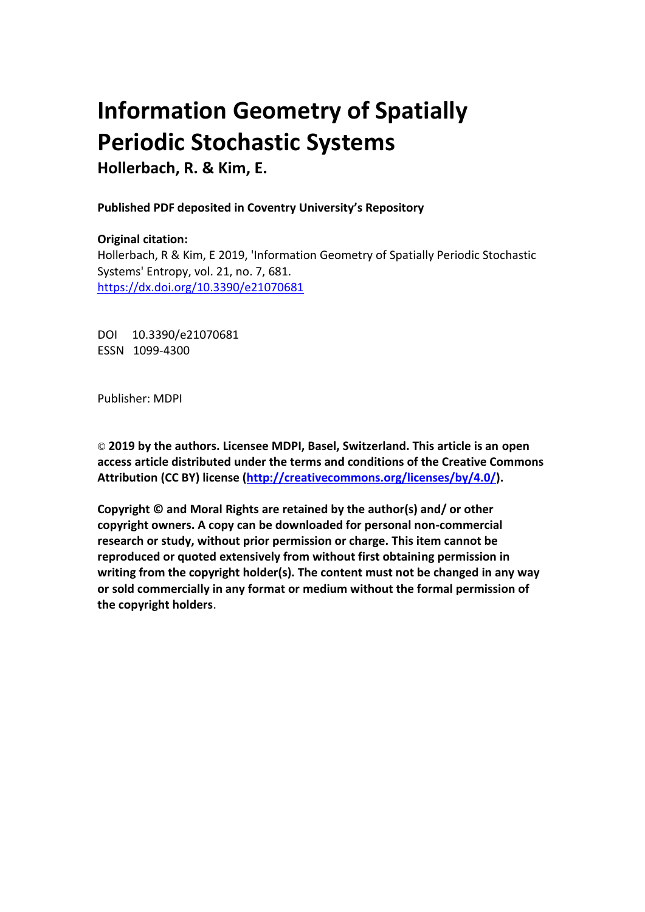# Information Geometry of Spatially Periodic Stochastic Systems

**Hollerbach, R. & Kim, E.**

**Published PDF deposited in Coventry University's Repository**

**Original citation:**

Hollerbach, R & Kim, E 2019, 'Information Geometry of Spatially Periodic Stochastic Systems' Entropy, vol. 21, no. 7, 681.
https://dx.doi.org/10.3390/e21070681

DOI 10.3390/e21070681
ESSN 1099-4300

Publisher: MDPI

© **2019 by the authors. Licensee MDPI, Basel, Switzerland. This article is an open access article distributed under the terms and conditions of the Creative Commons Attribution (CC BY) license (http://creativecommons.org/licenses/by/4.0/).**

**Copyright © and Moral Rights are retained by the author(s) and/ or other copyright owners. A copy can be downloaded for personal non-commercial research or study, without prior permission or charge. This item cannot be reproduced or quoted extensively from without first obtaining permission in writing from the copyright holder(s). The content must not be changed in any way or sold commercially in any format or medium without the formal permission of the copyright holders**.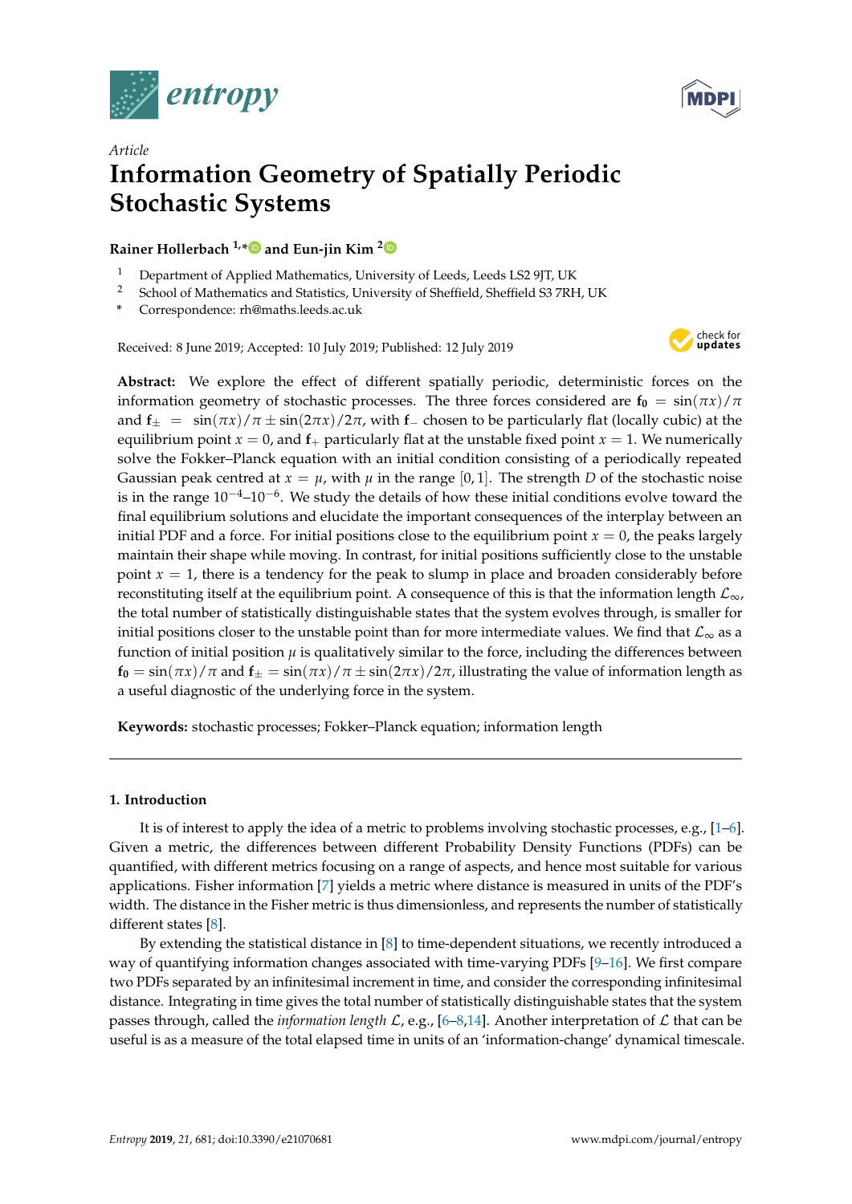# Information Geometry of Spatially Periodic Stochastic Systems

**Rainer Hollerbach** [1,*] **and Eun-jin Kim** [2]

[1] Department of Applied Mathematics, University of Leeds, Leeds LS2 9JT, UK
[2] School of Mathematics and Statistics, University of Sheffield, Sheffield S3 7RH, UK
[*] Correspondence: rh@maths.leeds.ac.uk

Received: 8 June 2019; Accepted: 10 July 2019; Published: 12 July 2019

**Abstract:** We explore the effect of different spatially periodic, deterministic forces on the information geometry of stochastic processes. The three forces considered are $\mathbf{f_0} = \sin(\pi x)/\pi$ and $\mathbf{f}_\pm = \sin(\pi x)/\pi \pm \sin(2\pi x)/2\pi$, with $\mathbf{f}_-$ chosen to be particularly flat (locally cubic) at the equilibrium point $x = 0$, and $\mathbf{f}_+$ particularly flat at the unstable fixed point $x = 1$. We numerically solve the Fokker–Planck equation with an initial condition consisting of a periodically repeated Gaussian peak centred at $x = \mu$, with $\mu$ in the range $[0, 1]$. The strength $D$ of the stochastic noise is in the range $10^{-4}$–$10^{-6}$. We study the details of how these initial conditions evolve toward the final equilibrium solutions and elucidate the important consequences of the interplay between an initial PDF and a force. For initial positions close to the equilibrium point $x = 0$, the peaks largely maintain their shape while moving. In contrast, for initial positions sufficiently close to the unstable point $x = 1$, there is a tendency for the peak to slump in place and broaden considerably before reconstituting itself at the equilibrium point. A consequence of this is that the information length $\mathcal{L}_\infty$, the total number of statistically distinguishable states that the system evolves through, is smaller for initial positions closer to the unstable point than for more intermediate values. We find that $\mathcal{L}_\infty$ as a function of initial position $\mu$ is qualitatively similar to the force, including the differences between $\mathbf{f_0} = \sin(\pi x)/\pi$ and $\mathbf{f}_\pm = \sin(\pi x)/\pi \pm \sin(2\pi x)/2\pi$, illustrating the value of information length as a useful diagnostic of the underlying force in the system.

**Keywords:** stochastic processes; Fokker–Planck equation; information length

---

## 1. Introduction

It is of interest to apply the idea of a metric to problems involving stochastic processes, e.g., [1–6]. Given a metric, the differences between different Probability Density Functions (PDFs) can be quantified, with different metrics focusing on a range of aspects, and hence most suitable for various applications. Fisher information [7] yields a metric where distance is measured in units of the PDF's width. The distance in the Fisher metric is thus dimensionless, and represents the number of statistically different states [8].

By extending the statistical distance in [8] to time-dependent situations, we recently introduced a way of quantifying information changes associated with time-varying PDFs [9–16]. We first compare two PDFs separated by an infinitesimal increment in time, and consider the corresponding infinitesimal distance. Integrating in time gives the total number of statistically distinguishable states that the system passes through, called the *information length* $\mathcal{L}$, e.g., [6–8,14]. Another interpretation of $\mathcal{L}$ that can be useful is as a measure of the total elapsed time in units of an 'information-change' dynamical timescale.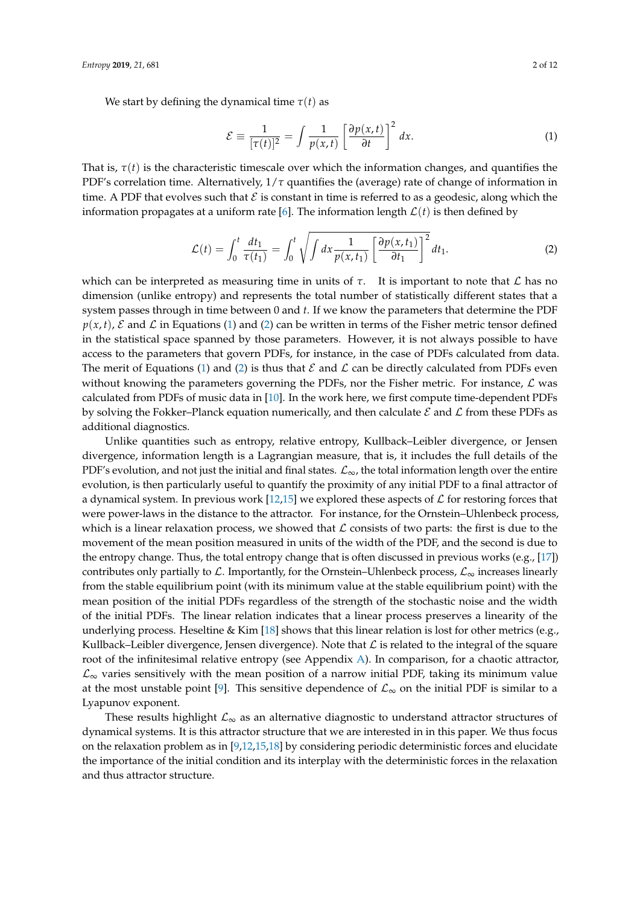We start by defining the dynamical time $\tau(t)$ as

$$\mathcal{E} \equiv \frac{1}{[\tau(t)]^2} = \int \frac{1}{p(x,t)} \left[\frac{\partial p(x,t)}{\partial t}\right]^2 dx. \tag{1}$$

That is, $\tau(t)$ is the characteristic timescale over which the information changes, and quantifies the PDF's correlation time. Alternatively, $1/\tau$ quantifies the (average) rate of change of information in time. A PDF that evolves such that $\mathcal{E}$ is constant in time is referred to as a geodesic, along which the information propagates at a uniform rate [6]. The information length $\mathcal{L}(t)$ is then defined by

$$\mathcal{L}(t) = \int_0^t \frac{dt_1}{\tau(t_1)} = \int_0^t \sqrt{\int dx \frac{1}{p(x,t_1)} \left[\frac{\partial p(x,t_1)}{\partial t_1}\right]^2} dt_1. \tag{2}$$

which can be interpreted as measuring time in units of $\tau$. It is important to note that $\mathcal{L}$ has no dimension (unlike entropy) and represents the total number of statistically different states that a system passes through in time between 0 and $t$. If we know the parameters that determine the PDF $p(x,t)$, $\mathcal{E}$ and $\mathcal{L}$ in Equations (1) and (2) can be written in terms of the Fisher metric tensor defined in the statistical space spanned by those parameters. However, it is not always possible to have access to the parameters that govern PDFs, for instance, in the case of PDFs calculated from data. The merit of Equations (1) and (2) is thus that $\mathcal{E}$ and $\mathcal{L}$ can be directly calculated from PDFs even without knowing the parameters governing the PDFs, nor the Fisher metric. For instance, $\mathcal{L}$ was calculated from PDFs of music data in [10]. In the work here, we first compute time-dependent PDFs by solving the Fokker–Planck equation numerically, and then calculate $\mathcal{E}$ and $\mathcal{L}$ from these PDFs as additional diagnostics.

Unlike quantities such as entropy, relative entropy, Kullback–Leibler divergence, or Jensen divergence, information length is a Lagrangian measure, that is, it includes the full details of the PDF's evolution, and not just the initial and final states. $\mathcal{L}_\infty$, the total information length over the entire evolution, is then particularly useful to quantify the proximity of any initial PDF to a final attractor of a dynamical system. In previous work [12,15] we explored these aspects of $\mathcal{L}$ for restoring forces that were power-laws in the distance to the attractor. For instance, for the Ornstein–Uhlenbeck process, which is a linear relaxation process, we showed that $\mathcal{L}$ consists of two parts: the first is due to the movement of the mean position measured in units of the width of the PDF, and the second is due to the entropy change. Thus, the total entropy change that is often discussed in previous works (e.g., [17]) contributes only partially to $\mathcal{L}$. Importantly, for the Ornstein–Uhlenbeck process, $\mathcal{L}_\infty$ increases linearly from the stable equilibrium point (with its minimum value at the stable equilibrium point) with the mean position of the initial PDFs regardless of the strength of the stochastic noise and the width of the initial PDFs. The linear relation indicates that a linear process preserves a linearity of the underlying process. Heseltine & Kim [18] shows that this linear relation is lost for other metrics (e.g., Kullback–Leibler divergence, Jensen divergence). Note that $\mathcal{L}$ is related to the integral of the square root of the infinitesimal relative entropy (see Appendix A). In comparison, for a chaotic attractor, $\mathcal{L}_\infty$ varies sensitively with the mean position of a narrow initial PDF, taking its minimum value at the most unstable point [9]. This sensitive dependence of $\mathcal{L}_\infty$ on the initial PDF is similar to a Lyapunov exponent.

These results highlight $\mathcal{L}_\infty$ as an alternative diagnostic to understand attractor structures of dynamical systems. It is this attractor structure that we are interested in in this paper. We thus focus on the relaxation problem as in [9,12,15,18] by considering periodic deterministic forces and elucidate the importance of the initial condition and its interplay with the deterministic forces in the relaxation and thus attractor structure.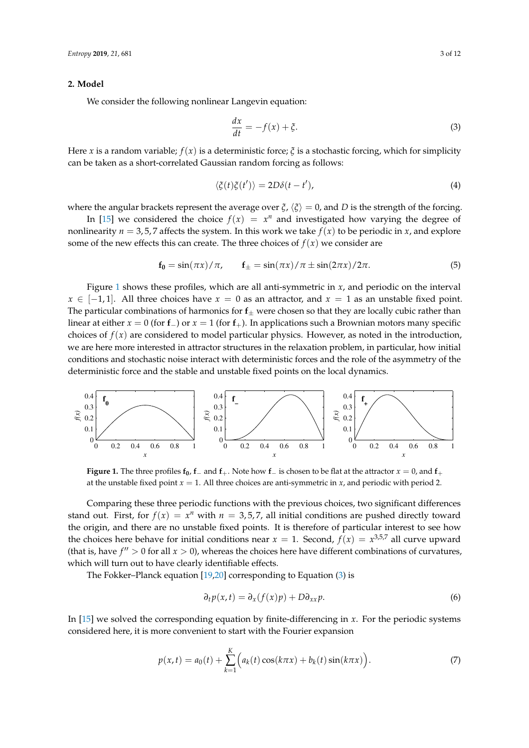## 2. Model

We consider the following nonlinear Langevin equation:

$$\frac{dx}{dt} = -f(x) + \xi. \tag{3}$$

Here $x$ is a random variable; $f(x)$ is a deterministic force; $\xi$ is a stochastic forcing, which for simplicity can be taken as a short-correlated Gaussian random forcing as follows:

$$\langle \xi(t)\xi(t') \rangle = 2D\delta(t-t'), \tag{4}$$

where the angular brackets represent the average over $\xi$, $\langle \xi \rangle = 0$, and $D$ is the strength of the forcing.

In [15] we considered the choice $f(x) = x^n$ and investigated how varying the degree of nonlinearity $n = 3, 5, 7$ affects the system. In this work we take $f(x)$ to be periodic in $x$, and explore some of the new effects this can create. The three choices of $f(x)$ we consider are

$$\mathbf{f_0} = \sin(\pi x)/\pi, \qquad \mathbf{f}_\pm = \sin(\pi x)/\pi \pm \sin(2\pi x)/2\pi. \tag{5}$$

Figure 1 shows these profiles, which are all anti-symmetric in $x$, and periodic on the interval $x \in [-1, 1]$. All three choices have $x = 0$ as an attractor, and $x = 1$ as an unstable fixed point. The particular combinations of harmonics for $\mathbf{f}_\pm$ were chosen so that they are locally cubic rather than linear at either $x = 0$ (for $\mathbf{f}_-$) or $x = 1$ (for $\mathbf{f}_+$). In applications such a Brownian motors many specific choices of $f(x)$ are considered to model particular physics. However, as noted in the introduction, we are here more interested in attractor structures in the relaxation problem, in particular, how initial conditions and stochastic noise interact with deterministic forces and the role of the asymmetry of the deterministic force and the stable and unstable fixed points on the local dynamics.

**Figure 1.** The three profiles $\mathbf{f_0}$, $\mathbf{f}_-$ and $\mathbf{f}_+$. Note how $\mathbf{f}_-$ is chosen to be flat at the attractor $x = 0$, and $\mathbf{f}_+$ at the unstable fixed point $x = 1$. All three choices are anti-symmetric in $x$, and periodic with period 2.

Comparing these three periodic functions with the previous choices, two significant differences stand out. First, for $f(x) = x^n$ with $n = 3, 5, 7$, all initial conditions are pushed directly toward the origin, and there are no unstable fixed points. It is therefore of particular interest to see how the choices here behave for initial conditions near $x = 1$. Second, $f(x) = x^{3,5,7}$ all curve upward (that is, have $f'' > 0$ for all $x > 0$), whereas the choices here have different combinations of curvatures, which will turn out to have clearly identifiable effects.

The Fokker–Planck equation [19,20] corresponding to Equation (3) is

$$\partial_t p(x,t) = \partial_x(f(x)p) + D\partial_{xx}p. \tag{6}$$

In [15] we solved the corresponding equation by finite-differencing in $x$. For the periodic systems considered here, it is more convenient to start with the Fourier expansion

$$p(x,t) = a_0(t) + \sum_{k=1}^{K} \Big( a_k(t)\cos(k\pi x) + b_k(t)\sin(k\pi x) \Big). \tag{7}$$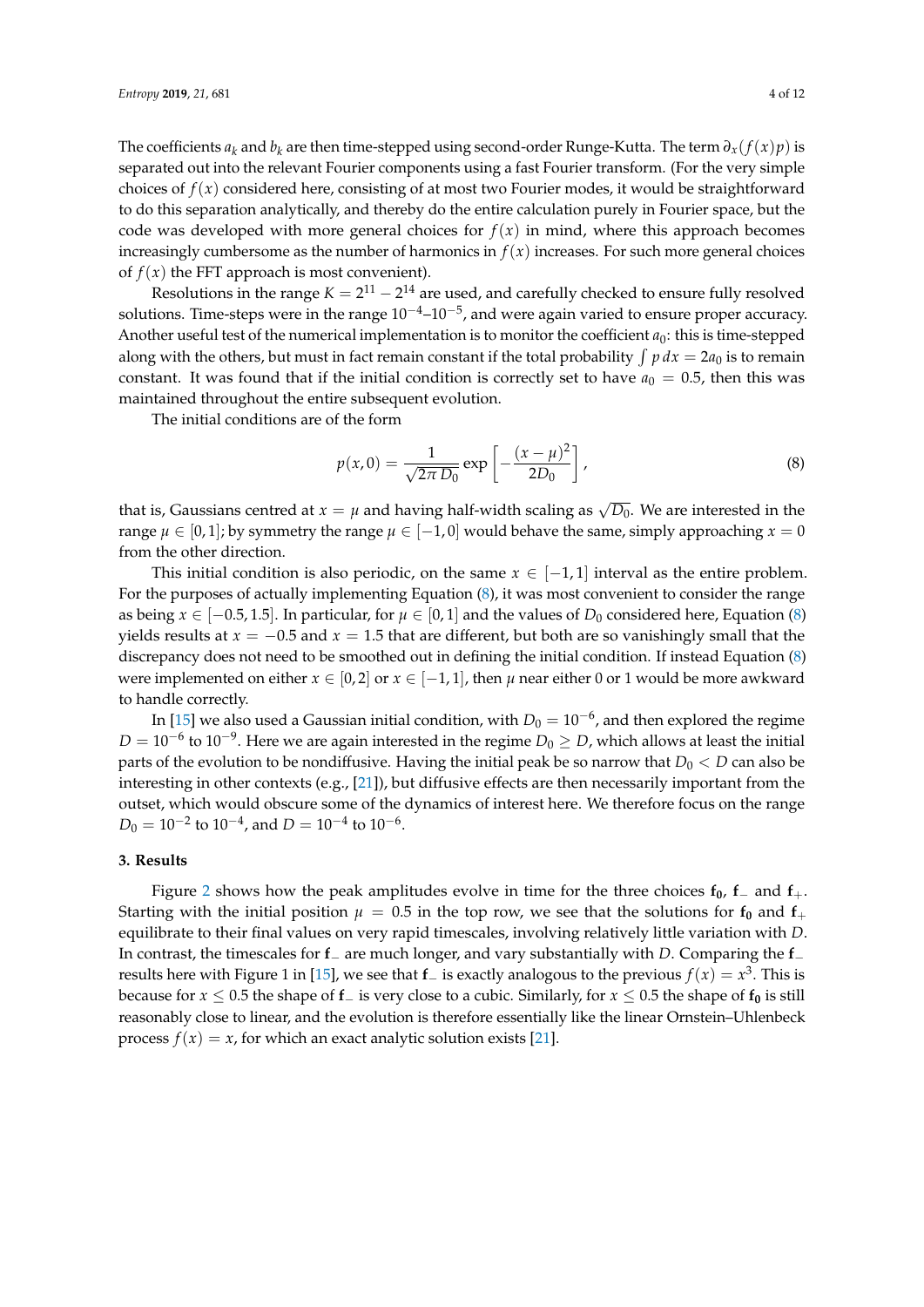The coefficients $a_k$ and $b_k$ are then time-stepped using second-order Runge-Kutta. The term $\partial_x(f(x)p)$ is separated out into the relevant Fourier components using a fast Fourier transform. (For the very simple choices of $f(x)$ considered here, consisting of at most two Fourier modes, it would be straightforward to do this separation analytically, and thereby do the entire calculation purely in Fourier space, but the code was developed with more general choices for $f(x)$ in mind, where this approach becomes increasingly cumbersome as the number of harmonics in $f(x)$ increases. For such more general choices of $f(x)$ the FFT approach is most convenient).

Resolutions in the range $K = 2^{11} - 2^{14}$ are used, and carefully checked to ensure fully resolved solutions. Time-steps were in the range $10^{-4}$–$10^{-5}$, and were again varied to ensure proper accuracy. Another useful test of the numerical implementation is to monitor the coefficient $a_0$: this is time-stepped along with the others, but must in fact remain constant if the total probability $\int p\,dx = 2a_0$ is to remain constant. It was found that if the initial condition is correctly set to have $a_0 = 0.5$, then this was maintained throughout the entire subsequent evolution.

The initial conditions are of the form

$$p(x,0) = \frac{1}{\sqrt{2\pi\,D_0}} \exp\left[-\frac{(x-\mu)^2}{2D_0}\right], \tag{8}$$

that is, Gaussians centred at $x = \mu$ and having half-width scaling as $\sqrt{D_0}$. We are interested in the range $\mu \in [0,1]$; by symmetry the range $\mu \in [-1,0]$ would behave the same, simply approaching $x = 0$ from the other direction.

This initial condition is also periodic, on the same $x \in [-1,1]$ interval as the entire problem. For the purposes of actually implementing Equation (8), it was most convenient to consider the range as being $x \in [-0.5, 1.5]$. In particular, for $\mu \in [0,1]$ and the values of $D_0$ considered here, Equation (8) yields results at $x = -0.5$ and $x = 1.5$ that are different, but both are so vanishingly small that the discrepancy does not need to be smoothed out in defining the initial condition. If instead Equation (8) were implemented on either $x \in [0,2]$ or $x \in [-1,1]$, then $\mu$ near either 0 or 1 would be more awkward to handle correctly.

In [15] we also used a Gaussian initial condition, with $D_0 = 10^{-6}$, and then explored the regime $D = 10^{-6}$ to $10^{-9}$. Here we are again interested in the regime $D_0 \geq D$, which allows at least the initial parts of the evolution to be nondiffusive. Having the initial peak be so narrow that $D_0 < D$ can also be interesting in other contexts (e.g., [21]), but diffusive effects are then necessarily important from the outset, which would obscure some of the dynamics of interest here. We therefore focus on the range $D_0 = 10^{-2}$ to $10^{-4}$, and $D = 10^{-4}$ to $10^{-6}$.

## 3. Results

Figure 2 shows how the peak amplitudes evolve in time for the three choices $\mathbf{f_0}$, $\mathbf{f_-}$ and $\mathbf{f_+}$. Starting with the initial position $\mu = 0.5$ in the top row, we see that the solutions for $\mathbf{f_0}$ and $\mathbf{f_+}$ equilibrate to their final values on very rapid timescales, involving relatively little variation with $D$. In contrast, the timescales for $\mathbf{f_-}$ are much longer, and vary substantially with $D$. Comparing the $\mathbf{f_-}$ results here with Figure 1 in [15], we see that $\mathbf{f_-}$ is exactly analogous to the previous $f(x) = x^3$. This is because for $x \leq 0.5$ the shape of $\mathbf{f_-}$ is very close to a cubic. Similarly, for $x \leq 0.5$ the shape of $\mathbf{f_0}$ is still reasonably close to linear, and the evolution is therefore essentially like the linear Ornstein–Uhlenbeck process $f(x) = x$, for which an exact analytic solution exists [21].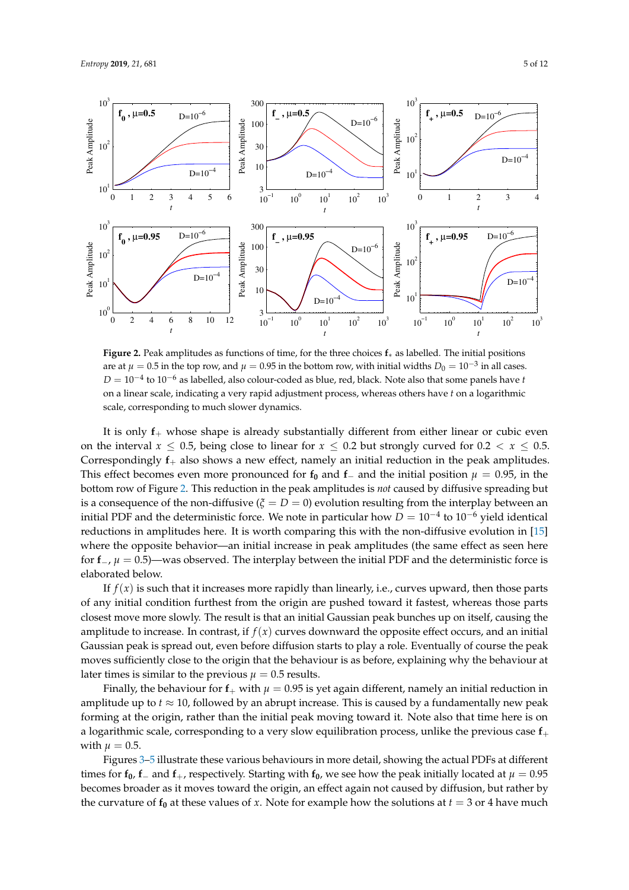**Figure 2.** Peak amplitudes as functions of time, for the three choices $\mathbf{f}_*$ as labelled. The initial positions are at $\mu = 0.5$ in the top row, and $\mu = 0.95$ in the bottom row, with initial widths $D_0 = 10^{-3}$ in all cases. $D = 10^{-4}$ to $10^{-6}$ as labelled, also colour-coded as blue, red, black. Note also that some panels have $t$ on a linear scale, indicating a very rapid adjustment process, whereas others have $t$ on a logarithmic scale, corresponding to much slower dynamics.

It is only $\mathbf{f}_+$ whose shape is already substantially different from either linear or cubic even on the interval $x \leq 0.5$, being close to linear for $x \leq 0.2$ but strongly curved for $0.2 < x \leq 0.5$. Correspondingly $\mathbf{f}_+$ also shows a new effect, namely an initial reduction in the peak amplitudes. This effect becomes even more pronounced for $\mathbf{f_0}$ and $\mathbf{f}_-$ and the initial position $\mu = 0.95$, in the bottom row of Figure 2. This reduction in the peak amplitudes is *not* caused by diffusive spreading but is a consequence of the non-diffusive ($\xi = D = 0$) evolution resulting from the interplay between an initial PDF and the deterministic force. We note in particular how $D = 10^{-4}$ to $10^{-6}$ yield identical reductions in amplitudes here. It is worth comparing this with the non-diffusive evolution in [15] where the opposite behavior—an initial increase in peak amplitudes (the same effect as seen here for $\mathbf{f}_-$, $\mu = 0.5$)—was observed. The interplay between the initial PDF and the deterministic force is elaborated below.

If $f(x)$ is such that it increases more rapidly than linearly, i.e., curves upward, then those parts of any initial condition furthest from the origin are pushed toward it fastest, whereas those parts closest move more slowly. The result is that an initial Gaussian peak bunches up on itself, causing the amplitude to increase. In contrast, if $f(x)$ curves downward the opposite effect occurs, and an initial Gaussian peak is spread out, even before diffusion starts to play a role. Eventually of course the peak moves sufficiently close to the origin that the behaviour is as before, explaining why the behaviour at later times is similar to the previous $\mu = 0.5$ results.

Finally, the behaviour for $\mathbf{f}_+$ with $\mu = 0.95$ is yet again different, namely an initial reduction in amplitude up to $t \approx 10$, followed by an abrupt increase. This is caused by a fundamentally new peak forming at the origin, rather than the initial peak moving toward it. Note also that time here is on a logarithmic scale, corresponding to a very slow equilibration process, unlike the previous case $\mathbf{f}_+$ with $\mu = 0.5$.

Figures 3–5 illustrate these various behaviours in more detail, showing the actual PDFs at different times for $\mathbf{f_0}$, $\mathbf{f}_-$ and $\mathbf{f}_+$, respectively. Starting with $\mathbf{f_0}$, we see how the peak initially located at $\mu = 0.95$ becomes broader as it moves toward the origin, an effect again not caused by diffusion, but rather by the curvature of $\mathbf{f_0}$ at these values of $x$. Note for example how the solutions at $t = 3$ or 4 have much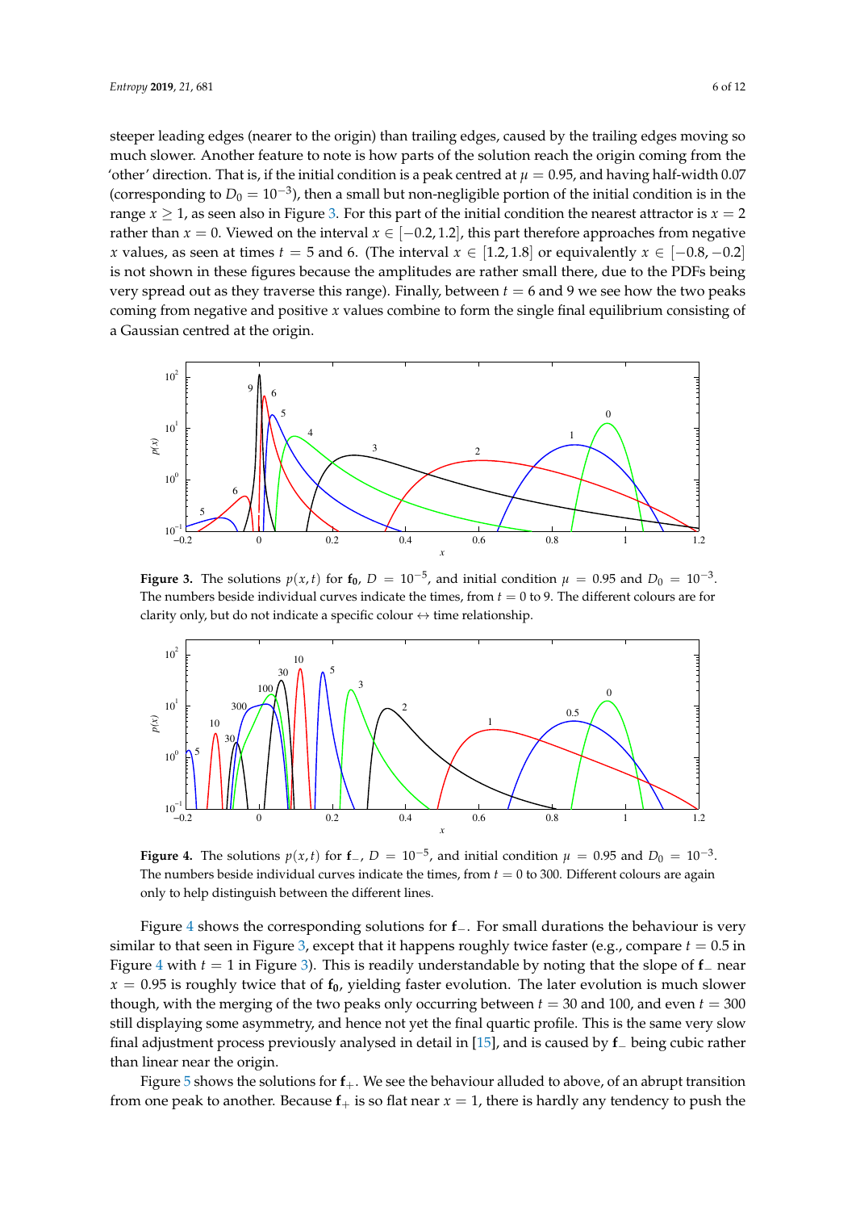steeper leading edges (nearer to the origin) than trailing edges, caused by the trailing edges moving so much slower. Another feature to note is how parts of the solution reach the origin coming from the 'other' direction. That is, if the initial condition is a peak centred at $\mu = 0.95$, and having half-width 0.07 (corresponding to $D_0 = 10^{-3}$), then a small but non-negligible portion of the initial condition is in the range $x \geq 1$, as seen also in Figure 3. For this part of the initial condition the nearest attractor is $x = 2$ rather than $x = 0$. Viewed on the interval $x \in [-0.2, 1.2]$, this part therefore approaches from negative $x$ values, as seen at times $t = 5$ and 6. (The interval $x \in [1.2, 1.8]$ or equivalently $x \in [-0.8, -0.2]$ is not shown in these figures because the amplitudes are rather small there, due to the PDFs being very spread out as they traverse this range). Finally, between $t = 6$ and 9 we see how the two peaks coming from negative and positive $x$ values combine to form the single final equilibrium consisting of a Gaussian centred at the origin.

**Figure 3.** The solutions $p(x, t)$ for $\mathbf{f_0}$, $D = 10^{-5}$, and initial condition $\mu = 0.95$ and $D_0 = 10^{-3}$. The numbers beside individual curves indicate the times, from $t = 0$ to 9. The different colours are for clarity only, but do not indicate a specific colour ↔ time relationship.

**Figure 4.** The solutions $p(x, t)$ for $\mathbf{f_-}$, $D = 10^{-5}$, and initial condition $\mu = 0.95$ and $D_0 = 10^{-3}$. The numbers beside individual curves indicate the times, from $t = 0$ to 300. Different colours are again only to help distinguish between the different lines.

Figure 4 shows the corresponding solutions for $\mathbf{f_-}$. For small durations the behaviour is very similar to that seen in Figure 3, except that it happens roughly twice faster (e.g., compare $t = 0.5$ in Figure 4 with $t = 1$ in Figure 3). This is readily understandable by noting that the slope of $\mathbf{f_-}$ near $x = 0.95$ is roughly twice that of $\mathbf{f_0}$, yielding faster evolution. The later evolution is much slower though, with the merging of the two peaks only occurring between $t = 30$ and 100, and even $t = 300$ still displaying some asymmetry, and hence not yet the final quartic profile. This is the same very slow final adjustment process previously analysed in detail in [15], and is caused by $\mathbf{f_-}$ being cubic rather than linear near the origin.

Figure 5 shows the solutions for $\mathbf{f_+}$. We see the behaviour alluded to above, of an abrupt transition from one peak to another. Because $\mathbf{f_+}$ is so flat near $x = 1$, there is hardly any tendency to push the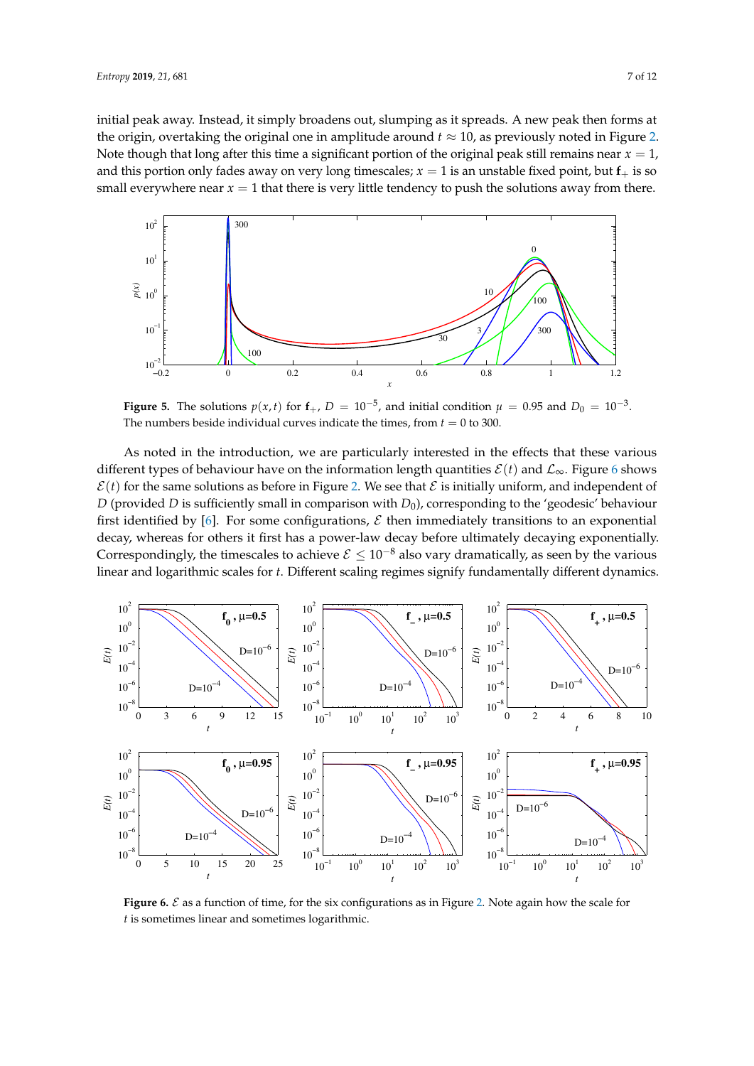initial peak away. Instead, it simply broadens out, slumping as it spreads. A new peak then forms at the origin, overtaking the original one in amplitude around $t \approx 10$, as previously noted in Figure 2. Note though that long after this time a significant portion of the original peak still remains near $x = 1$, and this portion only fades away on very long timescales; $x = 1$ is an unstable fixed point, but $\mathbf{f}_+$ is so small everywhere near $x = 1$ that there is very little tendency to push the solutions away from there.

**Figure 5.** The solutions $p(x,t)$ for $\mathbf{f}_+$, $D = 10^{-5}$, and initial condition $\mu = 0.95$ and $D_0 = 10^{-3}$. The numbers beside individual curves indicate the times, from $t = 0$ to 300.

As noted in the introduction, we are particularly interested in the effects that these various different types of behaviour have on the information length quantities $\mathcal{E}(t)$ and $\mathcal{L}_\infty$. Figure 6 shows $\mathcal{E}(t)$ for the same solutions as before in Figure 2. We see that $\mathcal{E}$ is initially uniform, and independent of $D$ (provided $D$ is sufficiently small in comparison with $D_0$), corresponding to the 'geodesic' behaviour first identified by [6]. For some configurations, $\mathcal{E}$ then immediately transitions to an exponential decay, whereas for others it first has a power-law decay before ultimately decaying exponentially. Correspondingly, the timescales to achieve $\mathcal{E} \leq 10^{-8}$ also vary dramatically, as seen by the various linear and logarithmic scales for $t$. Different scaling regimes signify fundamentally different dynamics.

**Figure 6.** $\mathcal{E}$ as a function of time, for the six configurations as in Figure 2. Note again how the scale for $t$ is sometimes linear and sometimes logarithmic.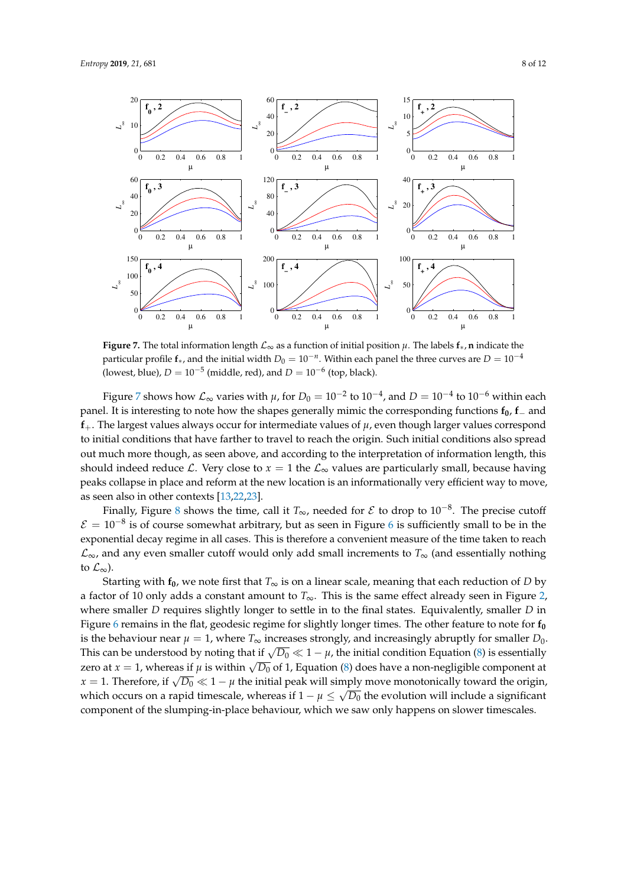**Figure 7.** The total information length $\mathcal{L}_\infty$ as a function of initial position $\mu$. The labels $\mathbf{f}_*, \mathbf{n}$ indicate the particular profile $\mathbf{f}_*$, and the initial width $D_0 = 10^{-n}$. Within each panel the three curves are $D = 10^{-4}$ (lowest, blue), $D = 10^{-5}$ (middle, red), and $D = 10^{-6}$ (top, black).

Figure 7 shows how $\mathcal{L}_\infty$ varies with $\mu$, for $D_0 = 10^{-2}$ to $10^{-4}$, and $D = 10^{-4}$ to $10^{-6}$ within each panel. It is interesting to note how the shapes generally mimic the corresponding functions $\mathbf{f_0}$, $\mathbf{f_-}$ and $\mathbf{f_+}$. The largest values always occur for intermediate values of $\mu$, even though larger values correspond to initial conditions that have farther to travel to reach the origin. Such initial conditions also spread out much more though, as seen above, and according to the interpretation of information length, this should indeed reduce $\mathcal{L}$. Very close to $x = 1$ the $\mathcal{L}_\infty$ values are particularly small, because having peaks collapse in place and reform at the new location is an informationally very efficient way to move, as seen also in other contexts [13,22,23].

Finally, Figure 8 shows the time, call it $T_\infty$, needed for $\mathcal{E}$ to drop to $10^{-8}$. The precise cutoff $\mathcal{E} = 10^{-8}$ is of course somewhat arbitrary, but as seen in Figure 6 is sufficiently small to be in the exponential decay regime in all cases. This is therefore a convenient measure of the time taken to reach $\mathcal{L}_\infty$, and any even smaller cutoff would only add small increments to $T_\infty$ (and essentially nothing to $\mathcal{L}_\infty$).

Starting with $\mathbf{f_0}$, we note first that $T_\infty$ is on a linear scale, meaning that each reduction of $D$ by a factor of 10 only adds a constant amount to $T_\infty$. This is the same effect already seen in Figure 2, where smaller $D$ requires slightly longer to settle in to the final states. Equivalently, smaller $D$ in Figure 6 remains in the flat, geodesic regime for slightly longer times. The other feature to note for $\mathbf{f_0}$ is the behaviour near $\mu = 1$, where $T_\infty$ increases strongly, and increasingly abruptly for smaller $D_0$. This can be understood by noting that if $\sqrt{D_0} \ll 1 - \mu$, the initial condition Equation (8) is essentially zero at $x = 1$, whereas if $\mu$ is within $\sqrt{D_0}$ of 1, Equation (8) does have a non-negligible component at $x = 1$. Therefore, if $\sqrt{D_0} \ll 1 - \mu$ the initial peak will simply move monotonically toward the origin, which occurs on a rapid timescale, whereas if $1 - \mu \leq \sqrt{D_0}$ the evolution will include a significant component of the slumping-in-place behaviour, which we saw only happens on slower timescales.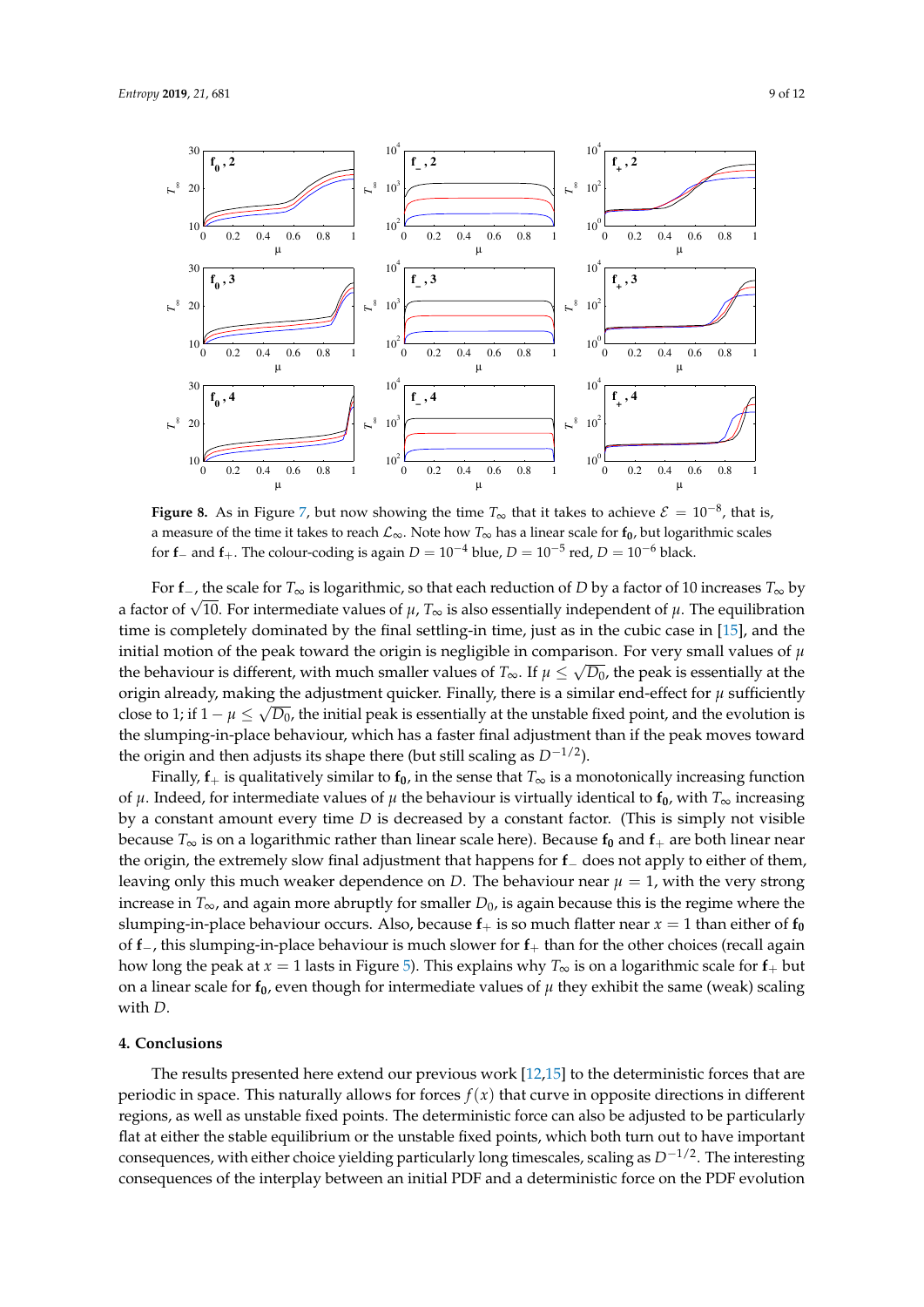**Figure 8.** As in Figure 7, but now showing the time $T_\infty$ that it takes to achieve $\mathcal{E} = 10^{-8}$, that is, a measure of the time it takes to reach $\mathcal{L}_\infty$. Note how $T_\infty$ has a linear scale for $\mathbf{f_0}$, but logarithmic scales for $\mathbf{f}_-$ and $\mathbf{f}_+$. The colour-coding is again $D = 10^{-4}$ blue, $D = 10^{-5}$ red, $D = 10^{-6}$ black.

For $\mathbf{f}_-$, the scale for $T_\infty$ is logarithmic, so that each reduction of $D$ by a factor of 10 increases $T_\infty$ by a factor of $\sqrt{10}$. For intermediate values of $\mu$, $T_\infty$ is also essentially independent of $\mu$. The equilibration time is completely dominated by the final settling-in time, just as in the cubic case in [15], and the initial motion of the peak toward the origin is negligible in comparison. For very small values of $\mu$ the behaviour is different, with much smaller values of $T_\infty$. If $\mu \leq \sqrt{D_0}$, the peak is essentially at the origin already, making the adjustment quicker. Finally, there is a similar end-effect for $\mu$ sufficiently close to 1; if $1 - \mu \leq \sqrt{D_0}$, the initial peak is essentially at the unstable fixed point, and the evolution is the slumping-in-place behaviour, which has a faster final adjustment than if the peak moves toward the origin and then adjusts its shape there (but still scaling as $D^{-1/2}$).

Finally, $\mathbf{f}_+$ is qualitatively similar to $\mathbf{f_0}$, in the sense that $T_\infty$ is a monotonically increasing function of $\mu$. Indeed, for intermediate values of $\mu$ the behaviour is virtually identical to $\mathbf{f_0}$, with $T_\infty$ increasing by a constant amount every time $D$ is decreased by a constant factor. (This is simply not visible because $T_\infty$ is on a logarithmic rather than linear scale here). Because $\mathbf{f_0}$ and $\mathbf{f}_+$ are both linear near the origin, the extremely slow final adjustment that happens for $\mathbf{f}_-$ does not apply to either of them, leaving only this much weaker dependence on $D$. The behaviour near $\mu = 1$, with the very strong increase in $T_\infty$, and again more abruptly for smaller $D_0$, is again because this is the regime where the slumping-in-place behaviour occurs. Also, because $\mathbf{f}_+$ is so much flatter near $x = 1$ than either of $\mathbf{f_0}$ of $\mathbf{f}_-$, this slumping-in-place behaviour is much slower for $\mathbf{f}_+$ than for the other choices (recall again how long the peak at $x = 1$ lasts in Figure 5). This explains why $T_\infty$ is on a logarithmic scale for $\mathbf{f}_+$ but on a linear scale for $\mathbf{f_0}$, even though for intermediate values of $\mu$ they exhibit the same (weak) scaling with $D$.

## 4. Conclusions

The results presented here extend our previous work [12,15] to the deterministic forces that are periodic in space. This naturally allows for forces $f(x)$ that curve in opposite directions in different regions, as well as unstable fixed points. The deterministic force can also be adjusted to be particularly flat at either the stable equilibrium or the unstable fixed points, which both turn out to have important consequences, with either choice yielding particularly long timescales, scaling as $D^{-1/2}$. The interesting consequences of the interplay between an initial PDF and a deterministic force on the PDF evolution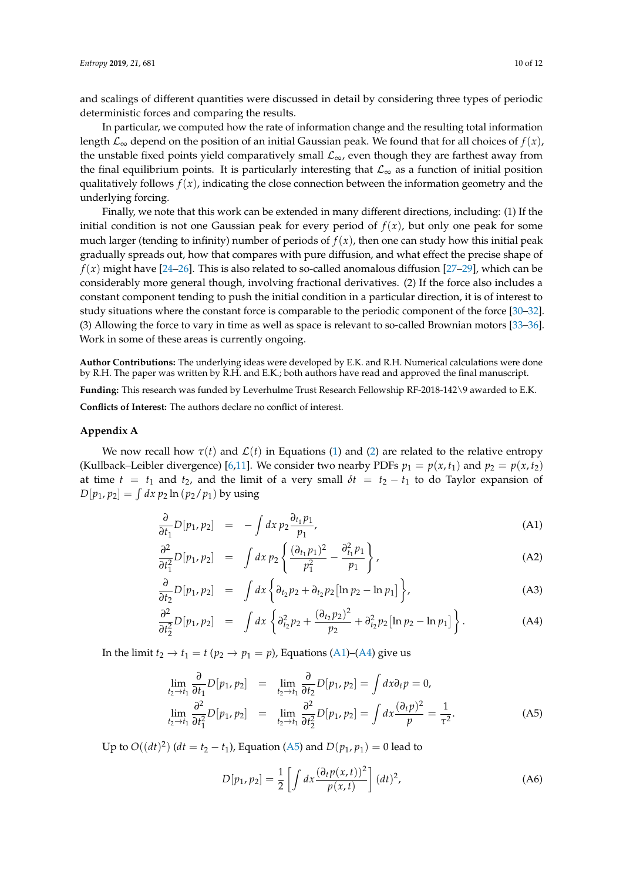and scalings of different quantities were discussed in detail by considering three types of periodic deterministic forces and comparing the results.

In particular, we computed how the rate of information change and the resulting total information length $\mathcal{L}_\infty$ depend on the position of an initial Gaussian peak. We found that for all choices of $f(x)$, the unstable fixed points yield comparatively small $\mathcal{L}_\infty$, even though they are farthest away from the final equilibrium points. It is particularly interesting that $\mathcal{L}_\infty$ as a function of initial position qualitatively follows $f(x)$, indicating the close connection between the information geometry and the underlying forcing.

Finally, we note that this work can be extended in many different directions, including: (1) If the initial condition is not one Gaussian peak for every period of $f(x)$, but only one peak for some much larger (tending to infinity) number of periods of $f(x)$, then one can study how this initial peak gradually spreads out, how that compares with pure diffusion, and what effect the precise shape of $f(x)$ might have [24–26]. This is also related to so-called anomalous diffusion [27–29], which can be considerably more general though, involving fractional derivatives. (2) If the force also includes a constant component tending to push the initial condition in a particular direction, it is of interest to study situations where the constant force is comparable to the periodic component of the force [30–32]. (3) Allowing the force to vary in time as well as space is relevant to so-called Brownian motors [33–36]. Work in some of these areas is currently ongoing.

**Author Contributions:** The underlying ideas were developed by E.K. and R.H. Numerical calculations were done by R.H. The paper was written by R.H. and E.K.; both authors have read and approved the final manuscript.

**Funding:** This research was funded by Leverhulme Trust Research Fellowship RF-2018-142\9 awarded to E.K.

**Conflicts of Interest:** The authors declare no conflict of interest.

## Appendix A

We now recall how $\tau(t)$ and $\mathcal{L}(t)$ in Equations (1) and (2) are related to the relative entropy (Kullback–Leibler divergence) [6,11]. We consider two nearby PDFs $p_1 = p(x,t_1)$ and $p_2 = p(x,t_2)$ at time $t = t_1$ and $t_2$, and the limit of a very small $\delta t = t_2 - t_1$ to do Taylor expansion of $D[p_1,p_2] = \int dx\, p_2 \ln(p_2/p_1)$ by using

$$\frac{\partial}{\partial t_1} D[p_1,p_2] = -\int dx\, p_2 \frac{\partial_{t_1} p_1}{p_1}, \tag{A1}$$

$$\frac{\partial^2}{\partial t_1^2} D[p_1,p_2] = \int dx\, p_2 \left\{ \frac{(\partial_{t_1} p_1)^2}{p_1^2} - \frac{\partial_{t_1}^2 p_1}{p_1} \right\}, \tag{A2}$$

$$\frac{\partial}{\partial t_2} D[p_1,p_2] = \int dx \left\{ \partial_{t_2} p_2 + \partial_{t_2} p_2 [\ln p_2 - \ln p_1] \right\}, \tag{A3}$$

$$\frac{\partial^2}{\partial t_2^2} D[p_1,p_2] = \int dx \left\{ \partial_{t_2}^2 p_2 + \frac{(\partial_{t_2} p_2)^2}{p_2} + \partial_{t_2}^2 p_2 [\ln p_2 - \ln p_1] \right\}. \tag{A4}$$

In the limit $t_2 \to t_1 = t$ ($p_2 \to p_1 = p$), Equations (A1)–(A4) give us

$$\begin{aligned} \lim_{t_2 \to t_1} \frac{\partial}{\partial t_1} D[p_1,p_2] &= \lim_{t_2 \to t_1} \frac{\partial}{\partial t_2} D[p_1,p_2] = \int dx \partial_t p = 0, \\ \lim_{t_2 \to t_1} \frac{\partial^2}{\partial t_1^2} D[p_1,p_2] &= \lim_{t_2 \to t_1} \frac{\partial^2}{\partial t_2^2} D[p_1,p_2] = \int dx \frac{(\partial_t p)^2}{p} = \frac{1}{\tau^2}. \end{aligned} \tag{A5}$$

Up to $O((dt)^2)$ ($dt = t_2 - t_1$), Equation (A5) and $D(p_1,p_1) = 0$ lead to

$$D[p_1,p_2] = \frac{1}{2} \left[ \int dx \frac{(\partial_t p(x,t))^2}{p(x,t)} \right] (dt)^2, \tag{A6}$$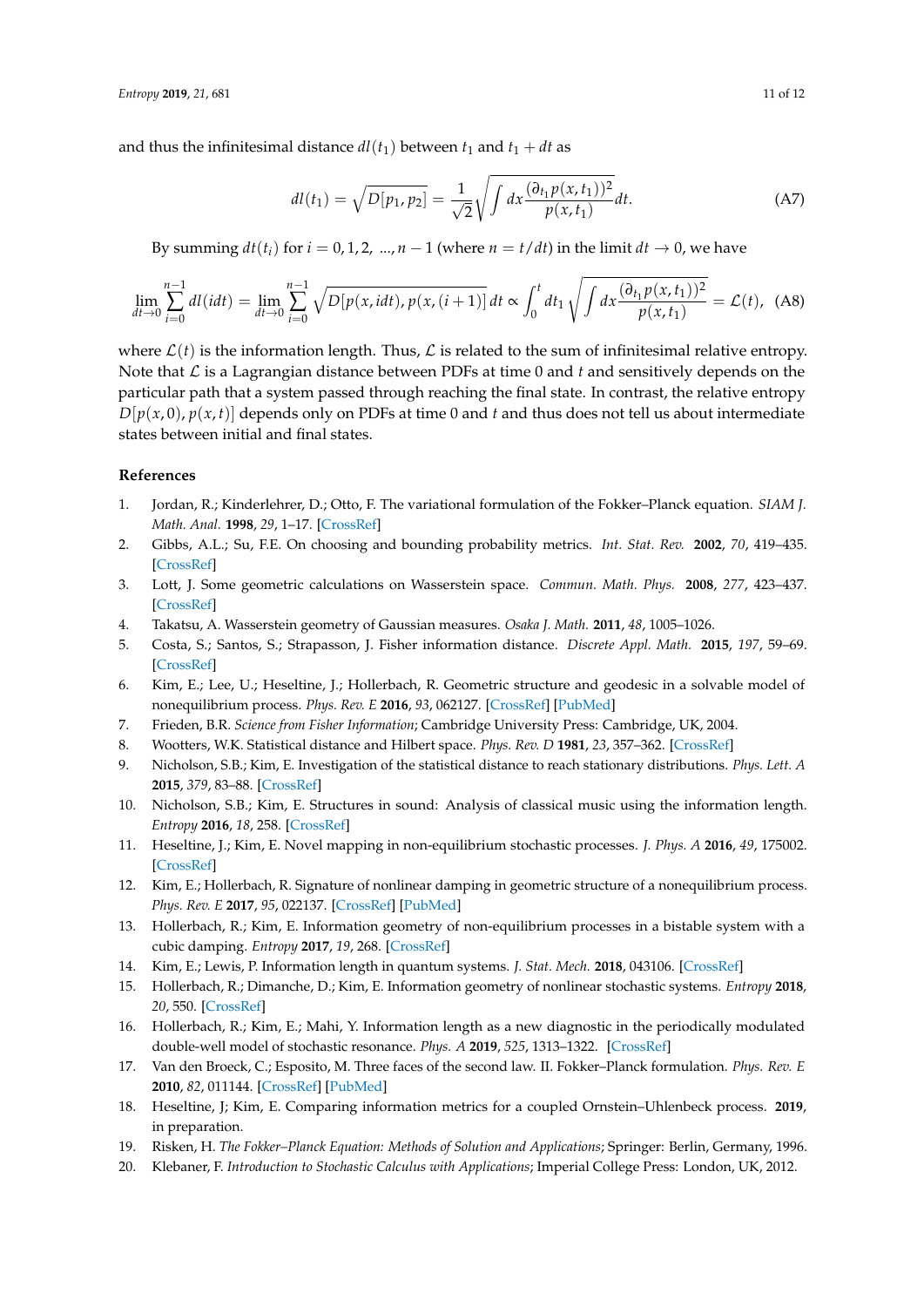and thus the infinitesimal distance $dl(t_1)$ between $t_1$ and $t_1 + dt$ as

$$dl(t_1) = \sqrt{D[p_1, p_2]} = \frac{1}{\sqrt{2}} \sqrt{\int dx \frac{(\partial_{t_1} p(x, t_1))^2}{p(x, t_1)}} dt. \tag{A7}$$

By summing $dt(t_i)$ for $i = 0, 1, 2, \ ..., n-1$ (where $n = t/dt$) in the limit $dt \to 0$, we have

$$\lim_{dt \to 0} \sum_{i=0}^{n-1} dl(idt) = \lim_{dt \to 0} \sum_{i=0}^{n-1} \sqrt{D[p(x, idt), p(x, (i+1)]} \, dt \propto \int_0^t dt_1 \sqrt{\int dx \frac{(\partial_{t_1} p(x, t_1))^2}{p(x, t_1)}} = \mathcal{L}(t), \tag{A8}$$

where $\mathcal{L}(t)$ is the information length. Thus, $\mathcal{L}$ is related to the sum of infinitesimal relative entropy. Note that $\mathcal{L}$ is a Lagrangian distance between PDFs at time 0 and $t$ and sensitively depends on the particular path that a system passed through reaching the final state. In contrast, the relative entropy $D[p(x, 0), p(x, t)]$ depends only on PDFs at time 0 and $t$ and thus does not tell us about intermediate states between initial and final states.

## References

1. Jordan, R.; Kinderlehrer, D.; Otto, F. The variational formulation of the Fokker–Planck equation. *SIAM J. Math. Anal.* **1998**, *29*, 1–17. [CrossRef]
2. Gibbs, A.L.; Su, F.E. On choosing and bounding probability metrics. *Int. Stat. Rev.* **2002**, *70*, 419–435. [CrossRef]
3. Lott, J. Some geometric calculations on Wasserstein space. *Commun. Math. Phys.* **2008**, *277*, 423–437. [CrossRef]
4. Takatsu, A. Wasserstein geometry of Gaussian measures. *Osaka J. Math.* **2011**, *48*, 1005–1026.
5. Costa, S.; Santos, S.; Strapasson, J. Fisher information distance. *Discrete Appl. Math.* **2015**, *197*, 59–69. [CrossRef]
6. Kim, E.; Lee, U.; Heseltine, J.; Hollerbach, R. Geometric structure and geodesic in a solvable model of nonequilibrium process. *Phys. Rev. E* **2016**, *93*, 062127. [CrossRef] [PubMed]
7. Frieden, B.R. *Science from Fisher Information*; Cambridge University Press: Cambridge, UK, 2004.
8. Wootters, W.K. Statistical distance and Hilbert space. *Phys. Rev. D* **1981**, *23*, 357–362. [CrossRef]
9. Nicholson, S.B.; Kim, E. Investigation of the statistical distance to reach stationary distributions. *Phys. Lett. A* **2015**, *379*, 83–88. [CrossRef]
10. Nicholson, S.B.; Kim, E. Structures in sound: Analysis of classical music using the information length. *Entropy* **2016**, *18*, 258. [CrossRef]
11. Heseltine, J.; Kim, E. Novel mapping in non-equilibrium stochastic processes. *J. Phys. A* **2016**, *49*, 175002. [CrossRef]
12. Kim, E.; Hollerbach, R. Signature of nonlinear damping in geometric structure of a nonequilibrium process. *Phys. Rev. E* **2017**, *95*, 022137. [CrossRef] [PubMed]
13. Hollerbach, R.; Kim, E. Information geometry of non-equilibrium processes in a bistable system with a cubic damping. *Entropy* **2017**, *19*, 268. [CrossRef]
14. Kim, E.; Lewis, P. Information length in quantum systems. *J. Stat. Mech.* **2018**, 043106. [CrossRef]
15. Hollerbach, R.; Dimanche, D.; Kim, E. Information geometry of nonlinear stochastic systems. *Entropy* **2018**, *20*, 550. [CrossRef]
16. Hollerbach, R.; Kim, E.; Mahi, Y. Information length as a new diagnostic in the periodically modulated double-well model of stochastic resonance. *Phys. A* **2019**, *525*, 1313–1322. [CrossRef]
17. Van den Broeck, C.; Esposito, M. Three faces of the second law. II. Fokker–Planck formulation. *Phys. Rev. E* **2010**, *82*, 011144. [CrossRef] [PubMed]
18. Heseltine, J; Kim, E. Comparing information metrics for a coupled Ornstein–Uhlenbeck process. **2019**, in preparation.
19. Risken, H. *The Fokker–Planck Equation: Methods of Solution and Applications*; Springer: Berlin, Germany, 1996.
20. Klebaner, F. *Introduction to Stochastic Calculus with Applications*; Imperial College Press: London, UK, 2012.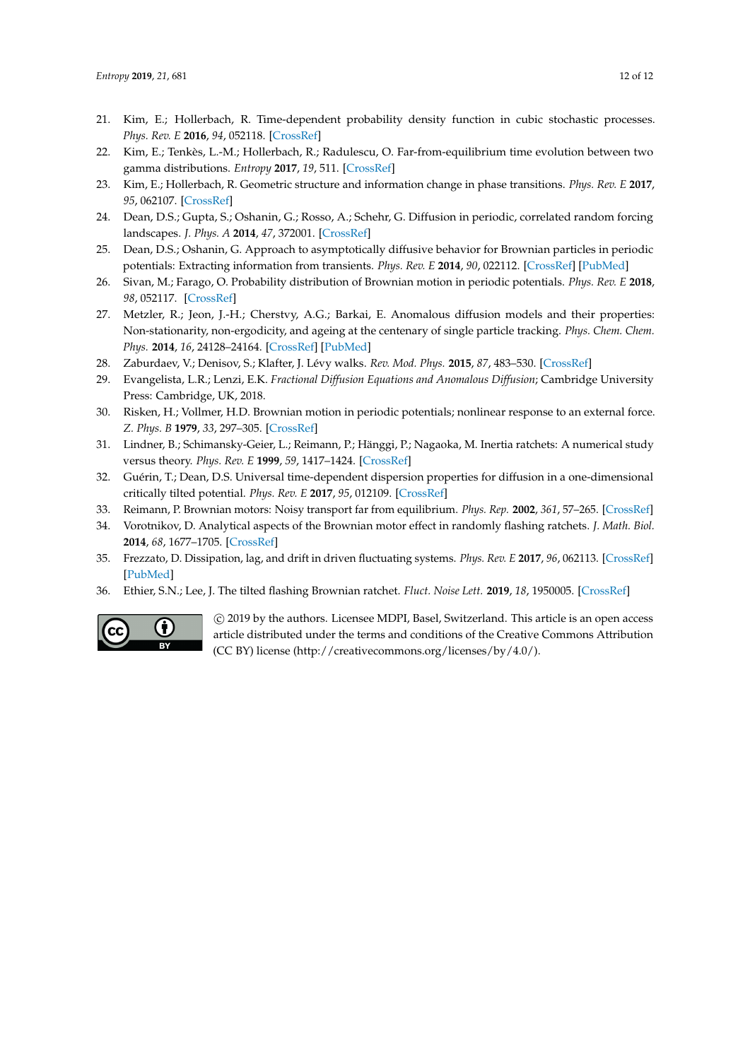21. Kim, E.; Hollerbach, R. Time-dependent probability density function in cubic stochastic processes. *Phys. Rev. E* **2016**, *94*, 052118. [CrossRef]
22. Kim, E.; Tenkès, L.-M.; Hollerbach, R.; Radulescu, O. Far-from-equilibrium time evolution between two gamma distributions. *Entropy* **2017**, *19*, 511. [CrossRef]
23. Kim, E.; Hollerbach, R. Geometric structure and information change in phase transitions. *Phys. Rev. E* **2017**, *95*, 062107. [CrossRef]
24. Dean, D.S.; Gupta, S.; Oshanin, G.; Rosso, A.; Schehr, G. Diffusion in periodic, correlated random forcing landscapes. *J. Phys. A* **2014**, *47*, 372001. [CrossRef]
25. Dean, D.S.; Oshanin, G. Approach to asymptotically diffusive behavior for Brownian particles in periodic potentials: Extracting information from transients. *Phys. Rev. E* **2014**, *90*, 022112. [CrossRef] [PubMed]
26. Sivan, M.; Farago, O. Probability distribution of Brownian motion in periodic potentials. *Phys. Rev. E* **2018**, *98*, 052117. [CrossRef]
27. Metzler, R.; Jeon, J.-H.; Cherstvy, A.G.; Barkai, E. Anomalous diffusion models and their properties: Non-stationarity, non-ergodicity, and ageing at the centenary of single particle tracking. *Phys. Chem. Chem. Phys.* **2014**, *16*, 24128–24164. [CrossRef] [PubMed]
28. Zaburdaev, V.; Denisov, S.; Klafter, J. Lévy walks. *Rev. Mod. Phys.* **2015**, *87*, 483–530. [CrossRef]
29. Evangelista, L.R.; Lenzi, E.K. *Fractional Diffusion Equations and Anomalous Diffusion*; Cambridge University Press: Cambridge, UK, 2018.
30. Risken, H.; Vollmer, H.D. Brownian motion in periodic potentials; nonlinear response to an external force. *Z. Phys. B* **1979**, *33*, 297–305. [CrossRef]
31. Lindner, B.; Schimansky-Geier, L.; Reimann, P.; Hänggi, P.; Nagaoka, M. Inertia ratchets: A numerical study versus theory. *Phys. Rev. E* **1999**, *59*, 1417–1424. [CrossRef]
32. Guérin, T.; Dean, D.S. Universal time-dependent dispersion properties for diffusion in a one-dimensional critically tilted potential. *Phys. Rev. E* **2017**, *95*, 012109. [CrossRef]
33. Reimann, P. Brownian motors: Noisy transport far from equilibrium. *Phys. Rep.* **2002**, *361*, 57–265. [CrossRef]
34. Vorotnikov, D. Analytical aspects of the Brownian motor effect in randomly flashing ratchets. *J. Math. Biol.* **2014**, *68*, 1677–1705. [CrossRef]
35. Frezzato, D. Dissipation, lag, and drift in driven fluctuating systems. *Phys. Rev. E* **2017**, *96*, 062113. [CrossRef] [PubMed]
36. Ethier, S.N.; Lee, J. The tilted flashing Brownian ratchet. *Fluct. Noise Lett.* **2019**, *18*, 1950005. [CrossRef]

© 2019 by the authors. Licensee MDPI, Basel, Switzerland. This article is an open access article distributed under the terms and conditions of the Creative Commons Attribution (CC BY) license (http://creativecommons.org/licenses/by/4.0/).